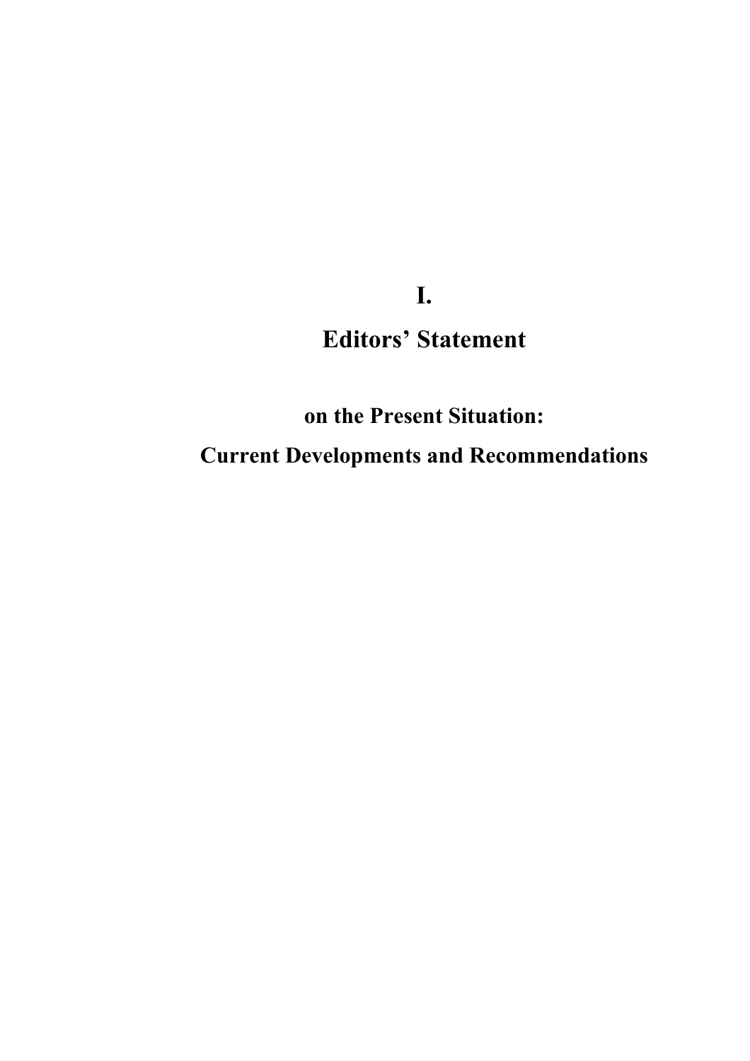# I.

# Editors' Statement

## on the Present Situation:

## Current Developments and Recommendations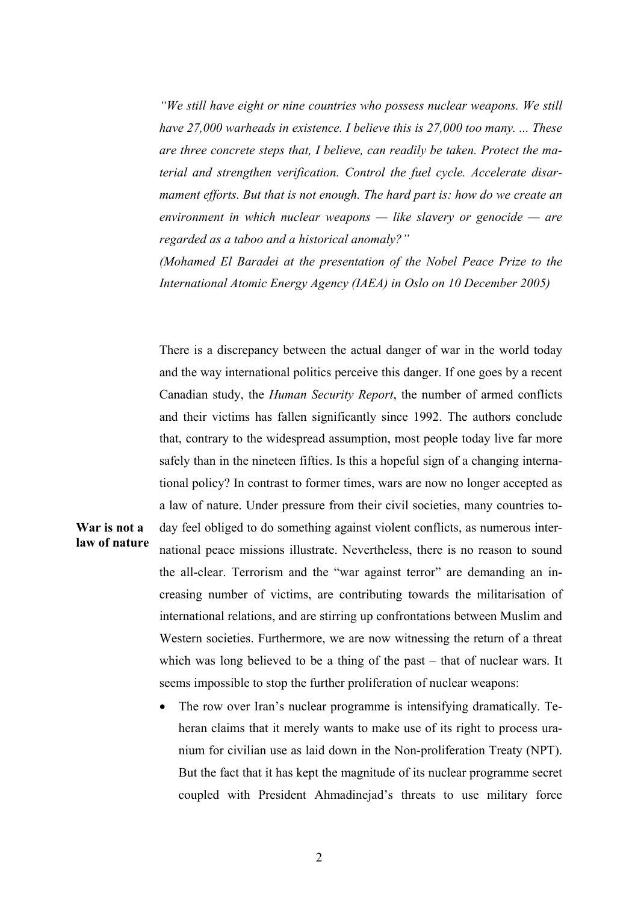*"We still have eight or nine countries who possess nuclear weapons. We still have 27,000 warheads in existence. I believe this is 27,000 too many. ... These are three concrete steps that, I believe, can readily be taken. Protect the material and strengthen verification. Control the fuel cycle. Accelerate disarmament efforts. But that is not enough. The hard part is: how do we create an environment in which nuclear weapons — like slavery or genocide — are regarded as a taboo and a historical anomaly?"*

*(Mohamed El Baradei at the presentation of the Nobel Peace Prize to the International Atomic Energy Agency (IAEA) in Oslo on 10 December 2005)*

**War is not a law of nature**

There is a discrepancy between the actual danger of war in the world today and the way international politics perceive this danger. If one goes by a recent Canadian study, the *Human Security Report*, the number of armed conflicts and their victims has fallen significantly since 1992. The authors conclude that, contrary to the widespread assumption, most people today live far more safely than in the nineteen fifties. Is this a hopeful sign of a changing international policy? In contrast to former times, wars are now no longer accepted as a law of nature. Under pressure from their civil societies, many countries today feel obliged to do something against violent conflicts, as numerous international peace missions illustrate. Nevertheless, there is no reason to sound the all-clear. Terrorism and the "war against terror" are demanding an increasing number of victims, are contributing towards the militarisation of international relations, and are stirring up confrontations between Muslim and Western societies. Furthermore, we are now witnessing the return of a threat which was long believed to be a thing of the past – that of nuclear wars. It seems impossible to stop the further proliferation of nuclear weapons:

- The row over Iran's nuclear programme is intensifying dramatically. Teheran claims that it merely wants to make use of its right to process uranium for civilian use as laid down in the Non-proliferation Treaty (NPT). But the fact that it has kept the magnitude of its nuclear programme secret coupled with President Ahmadinejad's threats to use military force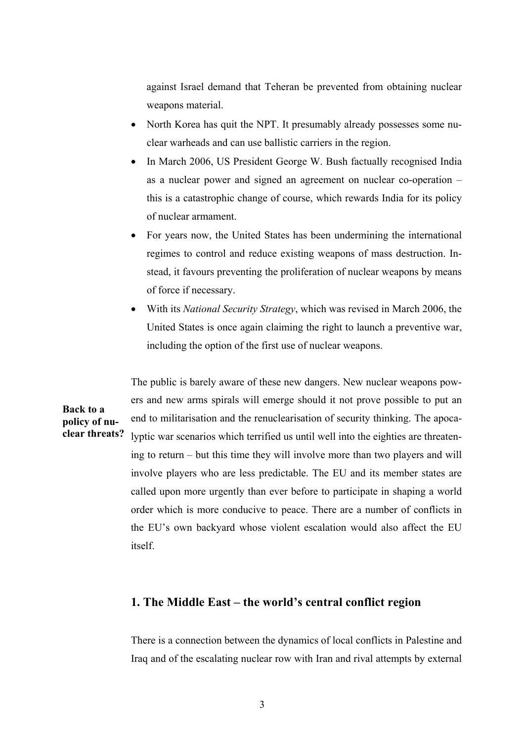against Israel demand that Teheran be prevented from obtaining nuclear weapons material.

- North Korea has quit the NPT. It presumably already possesses some nuclear warheads and can use ballistic carriers in the region.
- In March 2006, US President George W. Bush factually recognised India as a nuclear power and signed an agreement on nuclear co-operation – this is a catastrophic change of course, which rewards India for its policy of nuclear armament.
- For years now, the United States has been undermining the international regimes to control and reduce existing weapons of mass destruction. Instead, it favours preventing the proliferation of nuclear weapons by means of force if necessary.
- With its *National Security Strategy*, which was revised in March 2006, the United States is once again claiming the right to launch a preventive war, including the option of the first use of nuclear weapons.

**Back to a policy of nuclear threats?**

The public is barely aware of these new dangers. New nuclear weapons powers and new arms spirals will emerge should it not prove possible to put an end to militarisation and the renuclearisation of security thinking. The apocalyptic war scenarios which terrified us until well into the eighties are threatening to return – but this time they will involve more than two players and will involve players who are less predictable. The EU and its member states are called upon more urgently than ever before to participate in shaping a world order which is more conducive to peace. There are a number of conflicts in the EU's own backyard whose violent escalation would also affect the EU itself.

## 1. The Middle East – the world's central conflict region

There is a connection between the dynamics of local conflicts in Palestine and Iraq and of the escalating nuclear row with Iran and rival attempts by external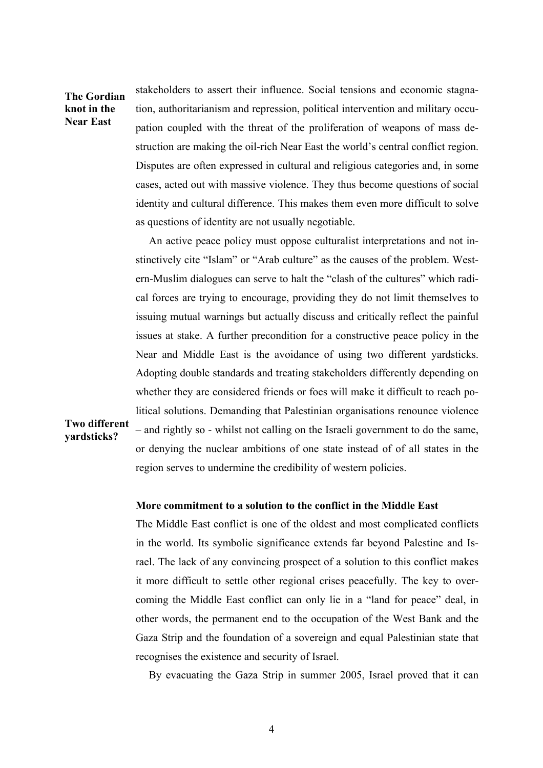**The Gordian knot in the Near East**

stakeholders to assert their influence. Social tensions and economic stagnation, authoritarianism and repression, political intervention and military occupation coupled with the threat of the proliferation of weapons of mass destruction are making the oil-rich Near East the world's central conflict region. Disputes are often expressed in cultural and religious categories and, in some cases, acted out with massive violence. They thus become questions of social identity and cultural difference. This makes them even more difficult to solve as questions of identity are not usually negotiable.

An active peace policy must oppose culturalist interpretations and not instinctively cite "Islam" or "Arab culture" as the causes of the problem. Western-Muslim dialogues can serve to halt the "clash of the cultures" which radical forces are trying to encourage, providing they do not limit themselves to issuing mutual warnings but actually discuss and critically reflect the painful issues at stake. A further precondition for a constructive peace policy in the Near and Middle East is the avoidance of using two different yardsticks. Adopting double standards and treating stakeholders differently depending on whether they are considered friends or foes will make it difficult to reach political solutions. Demanding that Palestinian organisations renounce violence – and rightly so - whilst not calling on the Israeli government to do the same, or denying the nuclear ambitions of one state instead of of all states in the region serves to undermine the credibility of western policies.

**Two different yardsticks?**

**More commitment to a solution to the conflict in the Middle East**

The Middle East conflict is one of the oldest and most complicated conflicts in the world. Its symbolic significance extends far beyond Palestine and Israel. The lack of any convincing prospect of a solution to this conflict makes it more difficult to settle other regional crises peacefully. The key to overcoming the Middle East conflict can only lie in a "land for peace" deal, in other words, the permanent end to the occupation of the West Bank and the Gaza Strip and the foundation of a sovereign and equal Palestinian state that recognises the existence and security of Israel.

By evacuating the Gaza Strip in summer 2005, Israel proved that it can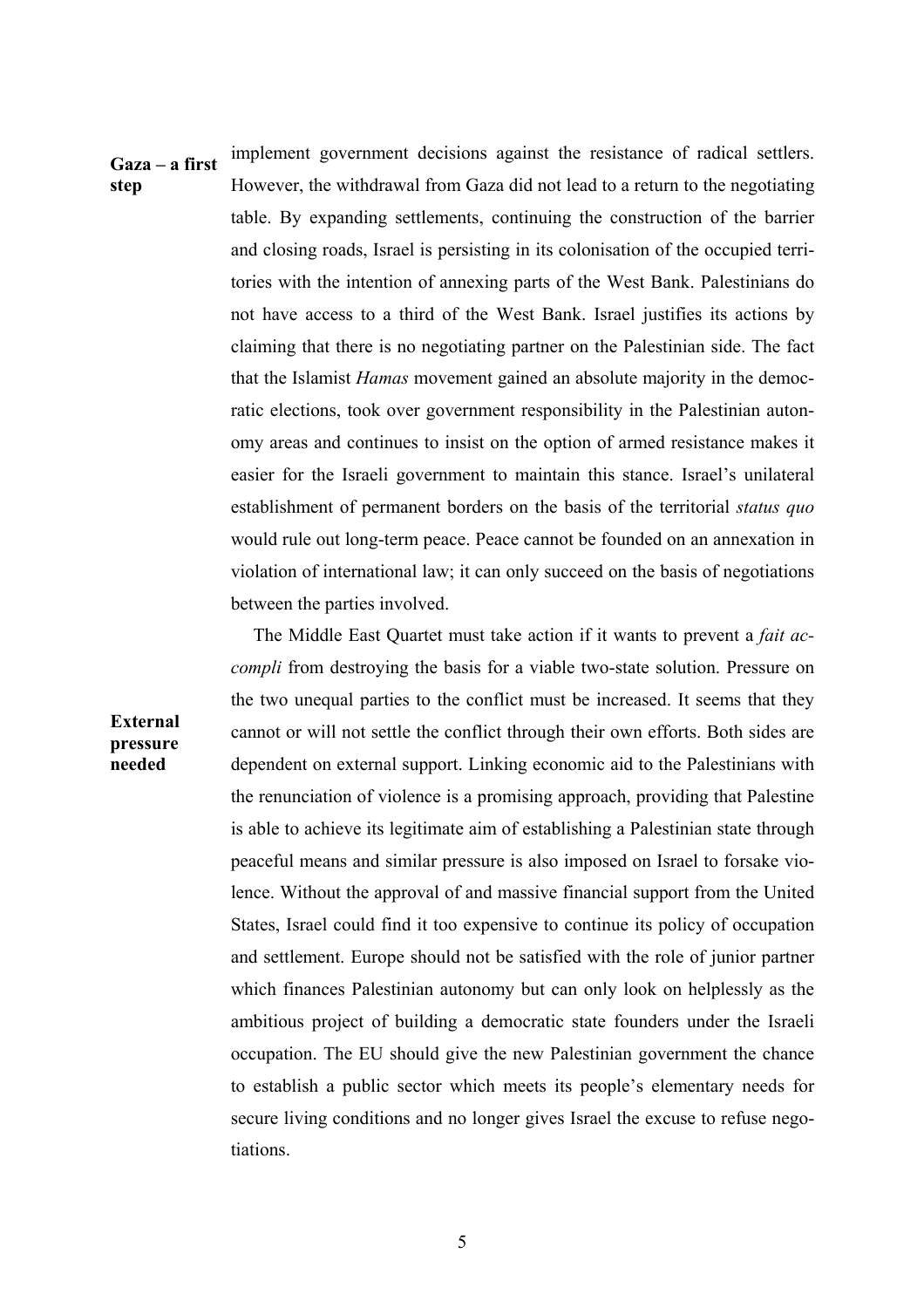**Gaza – a first step**

implement government decisions against the resistance of radical settlers. However, the withdrawal from Gaza did not lead to a return to the negotiating table. By expanding settlements, continuing the construction of the barrier and closing roads, Israel is persisting in its colonisation of the occupied territories with the intention of annexing parts of the West Bank. Palestinians do not have access to a third of the West Bank. Israel justifies its actions by claiming that there is no negotiating partner on the Palestinian side. The fact that the Islamist *Hamas* movement gained an absolute majority in the democratic elections, took over government responsibility in the Palestinian autonomy areas and continues to insist on the option of armed resistance makes it easier for the Israeli government to maintain this stance. Israel's unilateral establishment of permanent borders on the basis of the territorial *status quo* would rule out long-term peace. Peace cannot be founded on an annexation in violation of international law; it can only succeed on the basis of negotiations between the parties involved.

**External pressure needed**

The Middle East Quartet must take action if it wants to prevent a *fait accompli* from destroying the basis for a viable two-state solution. Pressure on the two unequal parties to the conflict must be increased. It seems that they cannot or will not settle the conflict through their own efforts. Both sides are dependent on external support. Linking economic aid to the Palestinians with the renunciation of violence is a promising approach, providing that Palestine is able to achieve its legitimate aim of establishing a Palestinian state through peaceful means and similar pressure is also imposed on Israel to forsake violence. Without the approval of and massive financial support from the United States, Israel could find it too expensive to continue its policy of occupation and settlement. Europe should not be satisfied with the role of junior partner which finances Palestinian autonomy but can only look on helplessly as the ambitious project of building a democratic state founders under the Israeli occupation. The EU should give the new Palestinian government the chance to establish a public sector which meets its people's elementary needs for secure living conditions and no longer gives Israel the excuse to refuse negotiations.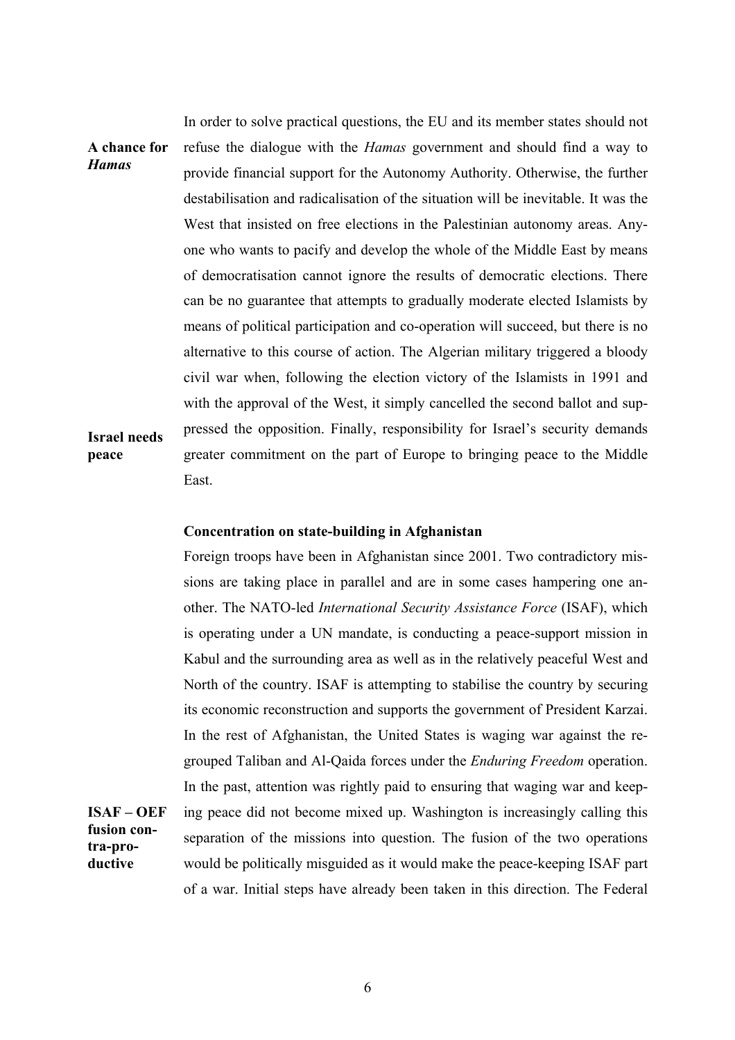**A chance for *Hamas***

In order to solve practical questions, the EU and its member states should not refuse the dialogue with the *Hamas* government and should find a way to provide financial support for the Autonomy Authority. Otherwise, the further destabilisation and radicalisation of the situation will be inevitable. It was the West that insisted on free elections in the Palestinian autonomy areas. Anyone who wants to pacify and develop the whole of the Middle East by means of democratisation cannot ignore the results of democratic elections. There can be no guarantee that attempts to gradually moderate elected Islamists by means of political participation and co-operation will succeed, but there is no alternative to this course of action. The Algerian military triggered a bloody civil war when, following the election victory of the Islamists in 1991 and with the approval of the West, it simply cancelled the second ballot and suppressed the opposition. Finally, responsibility for Israel's security demands greater commitment on the part of Europe to bringing peace to the Middle East.

**Israel needs peace**

**Concentration on state-building in Afghanistan**

Foreign troops have been in Afghanistan since 2001. Two contradictory missions are taking place in parallel and are in some cases hampering one another. The NATO-led *International Security Assistance Force* (ISAF), which is operating under a UN mandate, is conducting a peace-support mission in Kabul and the surrounding area as well as in the relatively peaceful West and North of the country. ISAF is attempting to stabilise the country by securing its economic reconstruction and supports the government of President Karzai. In the rest of Afghanistan, the United States is waging war against the regrouped Taliban and Al-Qaida forces under the *Enduring Freedom* operation. In the past, attention was rightly paid to ensuring that waging war and keeping peace did not become mixed up. Washington is increasingly calling this separation of the missions into question. The fusion of the two operations would be politically misguided as it would make the peace-keeping ISAF part of a war. Initial steps have already been taken in this direction. The Federal

**ISAF – OEF fusion contra-productive**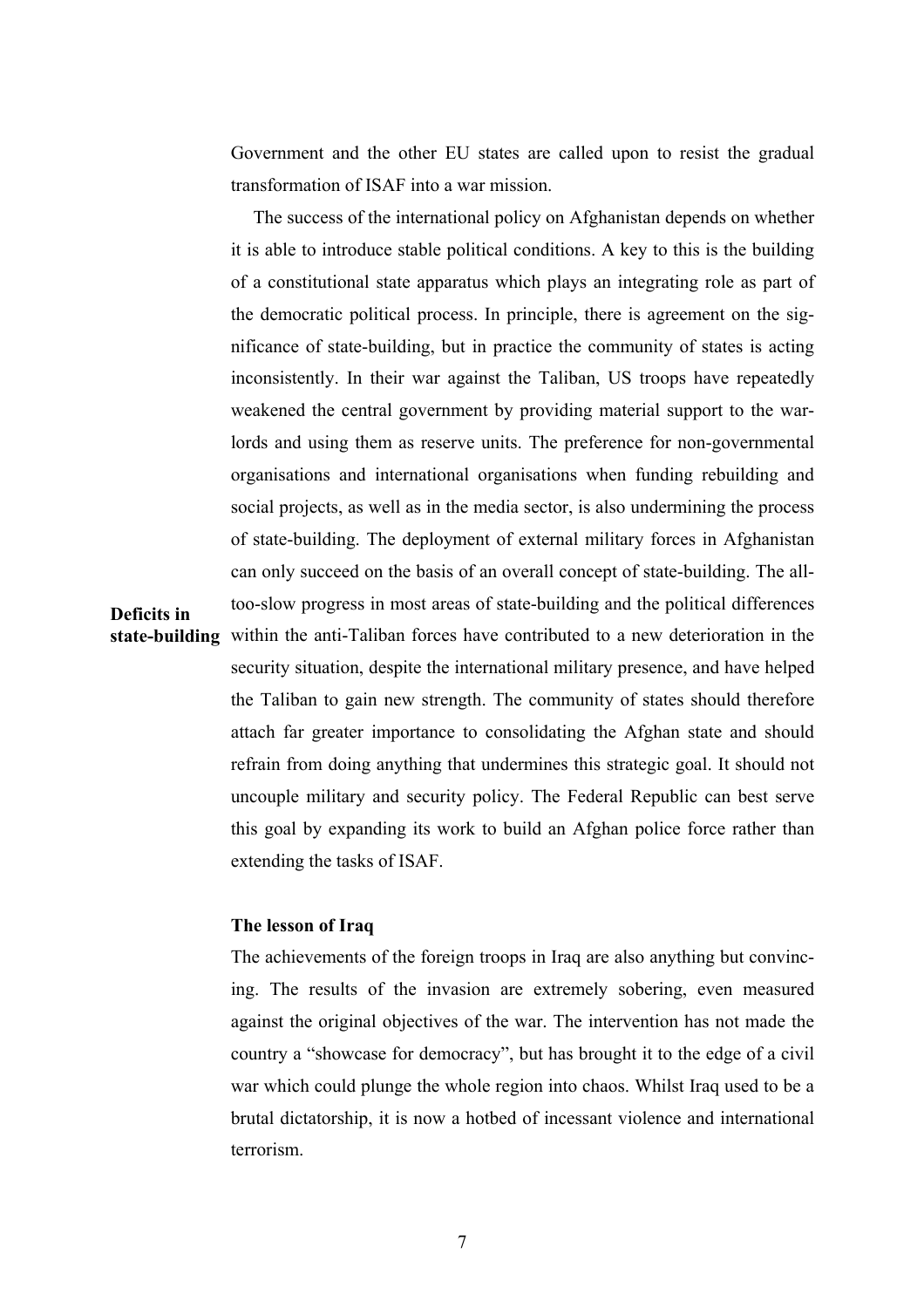Government and the other EU states are called upon to resist the gradual transformation of ISAF into a war mission.

The success of the international policy on Afghanistan depends on whether it is able to introduce stable political conditions. A key to this is the building of a constitutional state apparatus which plays an integrating role as part of the democratic political process. In principle, there is agreement on the significance of state-building, but in practice the community of states is acting inconsistently. In their war against the Taliban, US troops have repeatedly weakened the central government by providing material support to the warlords and using them as reserve units. The preference for non-governmental organisations and international organisations when funding rebuilding and social projects, as well as in the media sector, is also undermining the process of state-building. The deployment of external military forces in Afghanistan can only succeed on the basis of an overall concept of state-building. The all-too-slow progress in most areas of state-building and the political differences within the anti-Taliban forces have contributed to a new deterioration in the security situation, despite the international military presence, and have helped the Taliban to gain new strength. The community of states should therefore attach far greater importance to consolidating the Afghan state and should refrain from doing anything that undermines this strategic goal. It should not uncouple military and security policy. The Federal Republic can best serve this goal by expanding its work to build an Afghan police force rather than extending the tasks of ISAF.

**Deficits in state-building**

### The lesson of Iraq

The achievements of the foreign troops in Iraq are also anything but convincing. The results of the invasion are extremely sobering, even measured against the original objectives of the war. The intervention has not made the country a "showcase for democracy", but has brought it to the edge of a civil war which could plunge the whole region into chaos. Whilst Iraq used to be a brutal dictatorship, it is now a hotbed of incessant violence and international terrorism.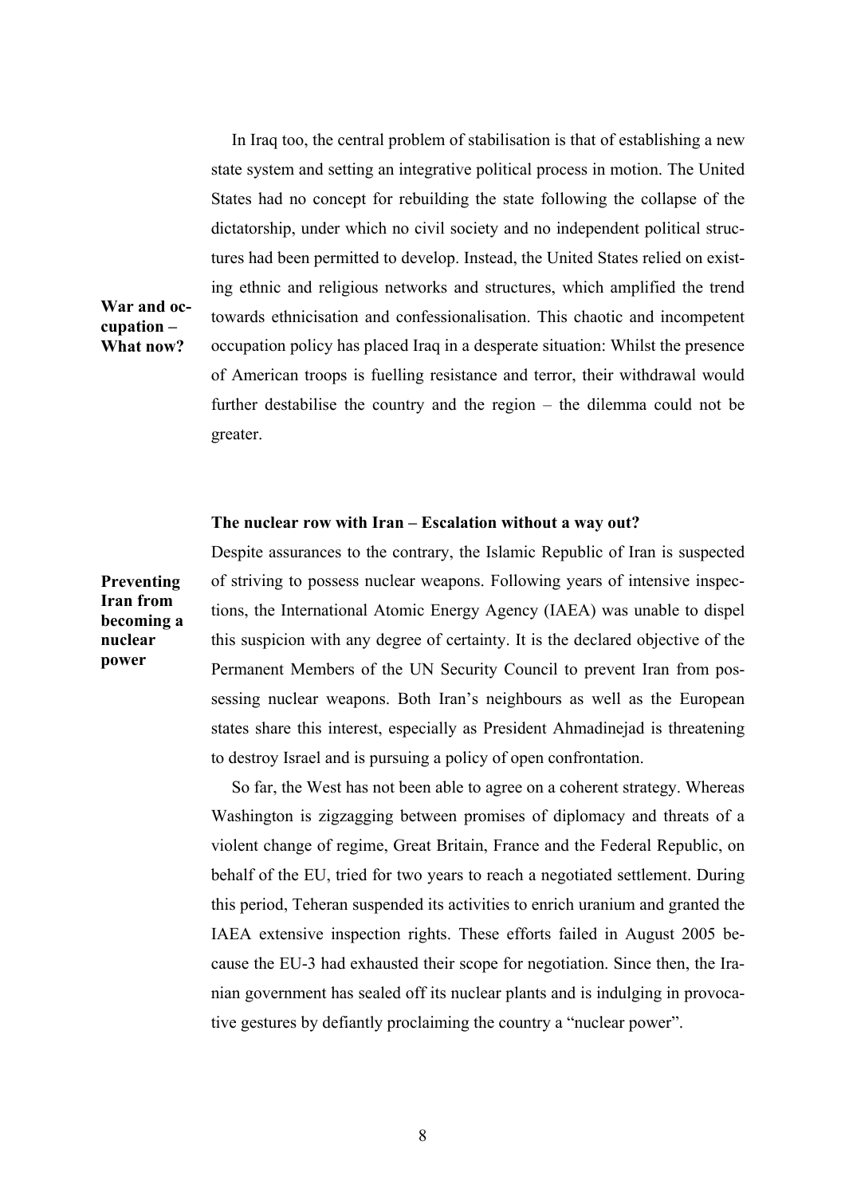In Iraq too, the central problem of stabilisation is that of establishing a new state system and setting an integrative political process in motion. The United States had no concept for rebuilding the state following the collapse of the dictatorship, under which no civil society and no independent political structures had been permitted to develop. Instead, the United States relied on existing ethnic and religious networks and structures, which amplified the trend towards ethnicisation and confessionalisation. This chaotic and incompetent occupation policy has placed Iraq in a desperate situation: Whilst the presence of American troops is fuelling resistance and terror, their withdrawal would further destabilise the country and the region – the dilemma could not be greater.

**War and occupation – What now?**

### The nuclear row with Iran – Escalation without a way out?

**Preventing Iran from becoming a nuclear power**

Despite assurances to the contrary, the Islamic Republic of Iran is suspected of striving to possess nuclear weapons. Following years of intensive inspections, the International Atomic Energy Agency (IAEA) was unable to dispel this suspicion with any degree of certainty. It is the declared objective of the Permanent Members of the UN Security Council to prevent Iran from possessing nuclear weapons. Both Iran's neighbours as well as the European states share this interest, especially as President Ahmadinejad is threatening to destroy Israel and is pursuing a policy of open confrontation.

So far, the West has not been able to agree on a coherent strategy. Whereas Washington is zigzagging between promises of diplomacy and threats of a violent change of regime, Great Britain, France and the Federal Republic, on behalf of the EU, tried for two years to reach a negotiated settlement. During this period, Teheran suspended its activities to enrich uranium and granted the IAEA extensive inspection rights. These efforts failed in August 2005 because the EU-3 had exhausted their scope for negotiation. Since then, the Iranian government has sealed off its nuclear plants and is indulging in provocative gestures by defiantly proclaiming the country a "nuclear power".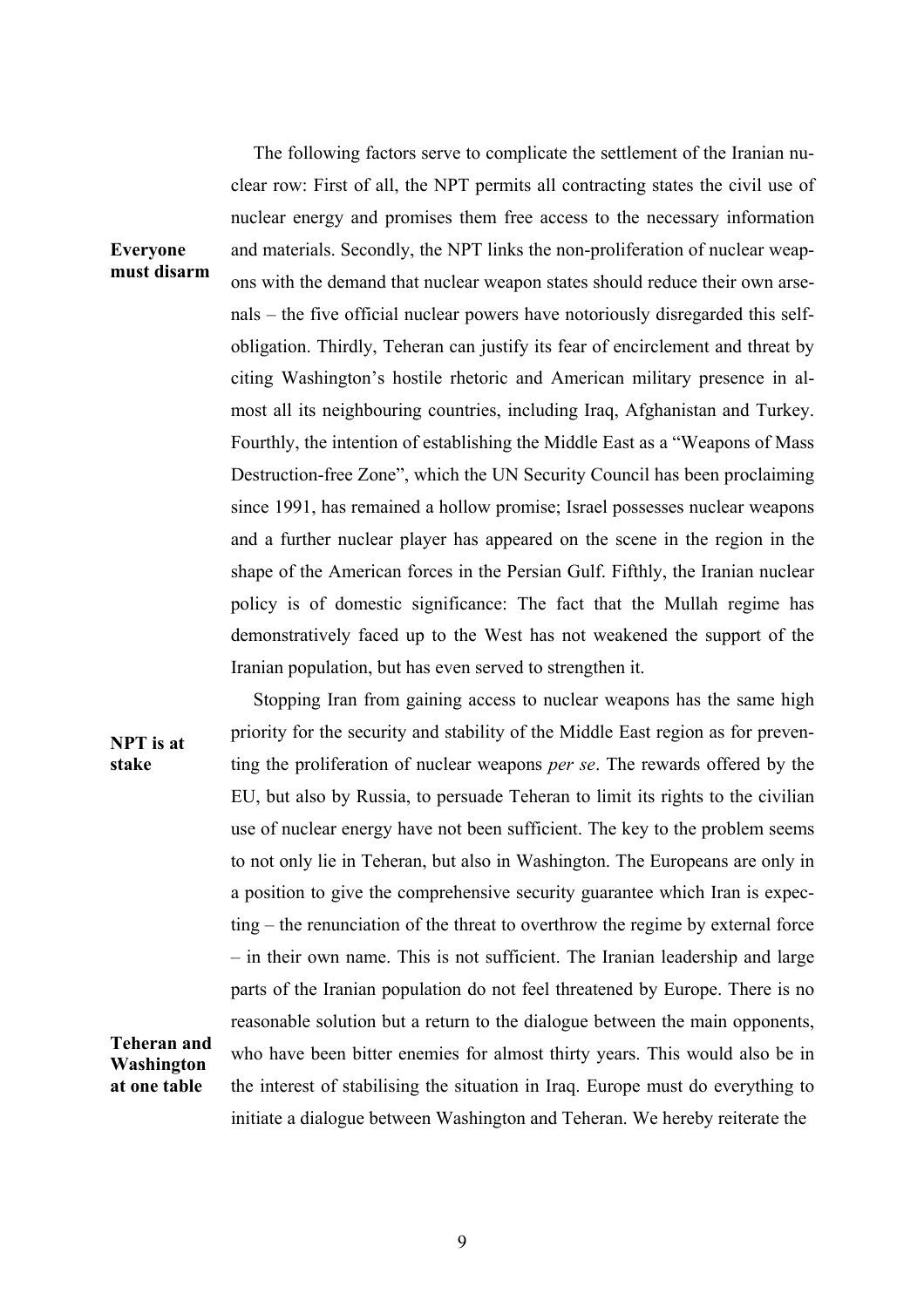The following factors serve to complicate the settlement of the Iranian nuclear row: First of all, the NPT permits all contracting states the civil use of nuclear energy and promises them free access to the necessary information and materials. Secondly, the NPT links the non-proliferation of nuclear weapons with the demand that nuclear weapon states should reduce their own arsenals – the five official nuclear powers have notoriously disregarded this self-obligation. Thirdly, Teheran can justify its fear of encirclement and threat by citing Washington's hostile rhetoric and American military presence in almost all its neighbouring countries, including Iraq, Afghanistan and Turkey. Fourthly, the intention of establishing the Middle East as a "Weapons of Mass Destruction-free Zone", which the UN Security Council has been proclaiming since 1991, has remained a hollow promise; Israel possesses nuclear weapons and a further nuclear player has appeared on the scene in the region in the shape of the American forces in the Persian Gulf. Fifthly, the Iranian nuclear policy is of domestic significance: The fact that the Mullah regime has demonstratively faced up to the West has not weakened the support of the Iranian population, but has even served to strengthen it.

**Everyone must disarm**

Stopping Iran from gaining access to nuclear weapons has the same high priority for the security and stability of the Middle East region as for preventing the proliferation of nuclear weapons *per se*. The rewards offered by the EU, but also by Russia, to persuade Teheran to limit its rights to the civilian use of nuclear energy have not been sufficient. The key to the problem seems to not only lie in Teheran, but also in Washington. The Europeans are only in a position to give the comprehensive security guarantee which Iran is expecting – the renunciation of the threat to overthrow the regime by external force – in their own name. This is not sufficient. The Iranian leadership and large parts of the Iranian population do not feel threatened by Europe. There is no reasonable solution but a return to the dialogue between the main opponents, who have been bitter enemies for almost thirty years. This would also be in the interest of stabilising the situation in Iraq. Europe must do everything to initiate a dialogue between Washington and Teheran. We hereby reiterate the

**NPT is at stake**

**Teheran and Washington at one table**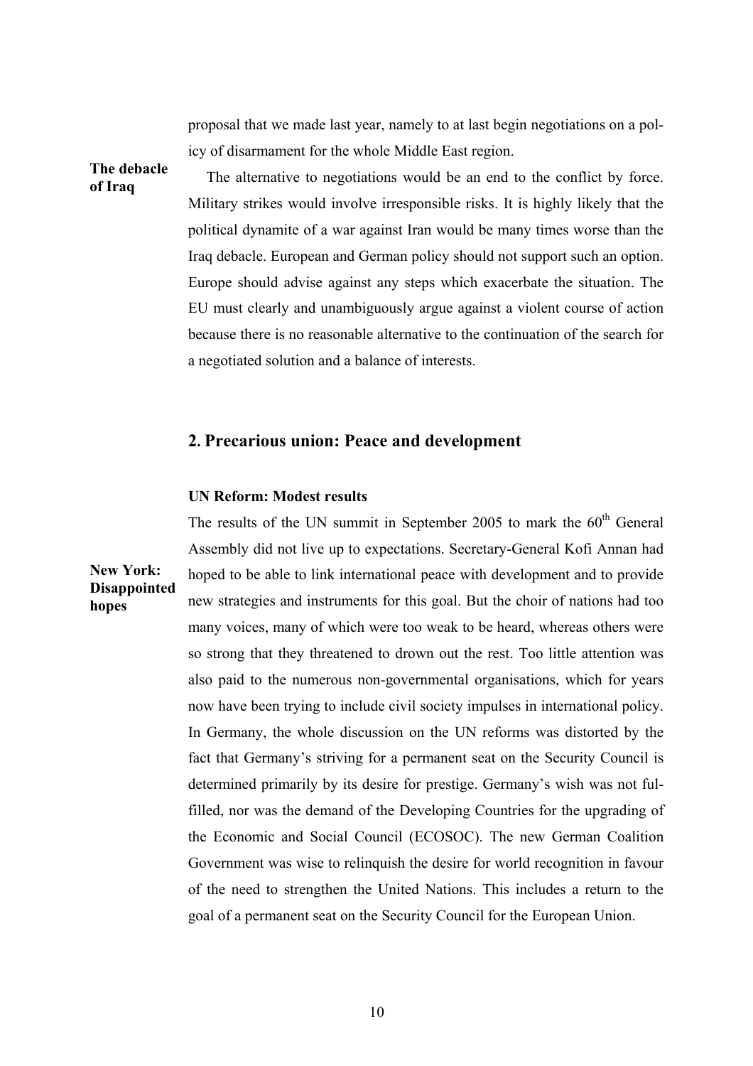proposal that we made last year, namely to at last begin negotiations on a policy of disarmament for the whole Middle East region.

**The debacle of Iraq**

The alternative to negotiations would be an end to the conflict by force. Military strikes would involve irresponsible risks. It is highly likely that the political dynamite of a war against Iran would be many times worse than the Iraq debacle. European and German policy should not support such an option. Europe should advise against any steps which exacerbate the situation. The EU must clearly and unambiguously argue against a violent course of action because there is no reasonable alternative to the continuation of the search for a negotiated solution and a balance of interests.

## 2. Precarious union: Peace and development

### UN Reform: Modest results

**New York: Disappointed hopes**

The results of the UN summit in September 2005 to mark the 60th General Assembly did not live up to expectations. Secretary-General Kofi Annan had hoped to be able to link international peace with development and to provide new strategies and instruments for this goal. But the choir of nations had too many voices, many of which were too weak to be heard, whereas others were so strong that they threatened to drown out the rest. Too little attention was also paid to the numerous non-governmental organisations, which for years now have been trying to include civil society impulses in international policy. In Germany, the whole discussion on the UN reforms was distorted by the fact that Germany's striving for a permanent seat on the Security Council is determined primarily by its desire for prestige. Germany's wish was not fulfilled, nor was the demand of the Developing Countries for the upgrading of the Economic and Social Council (ECOSOC). The new German Coalition Government was wise to relinquish the desire for world recognition in favour of the need to strengthen the United Nations. This includes a return to the goal of a permanent seat on the Security Council for the European Union.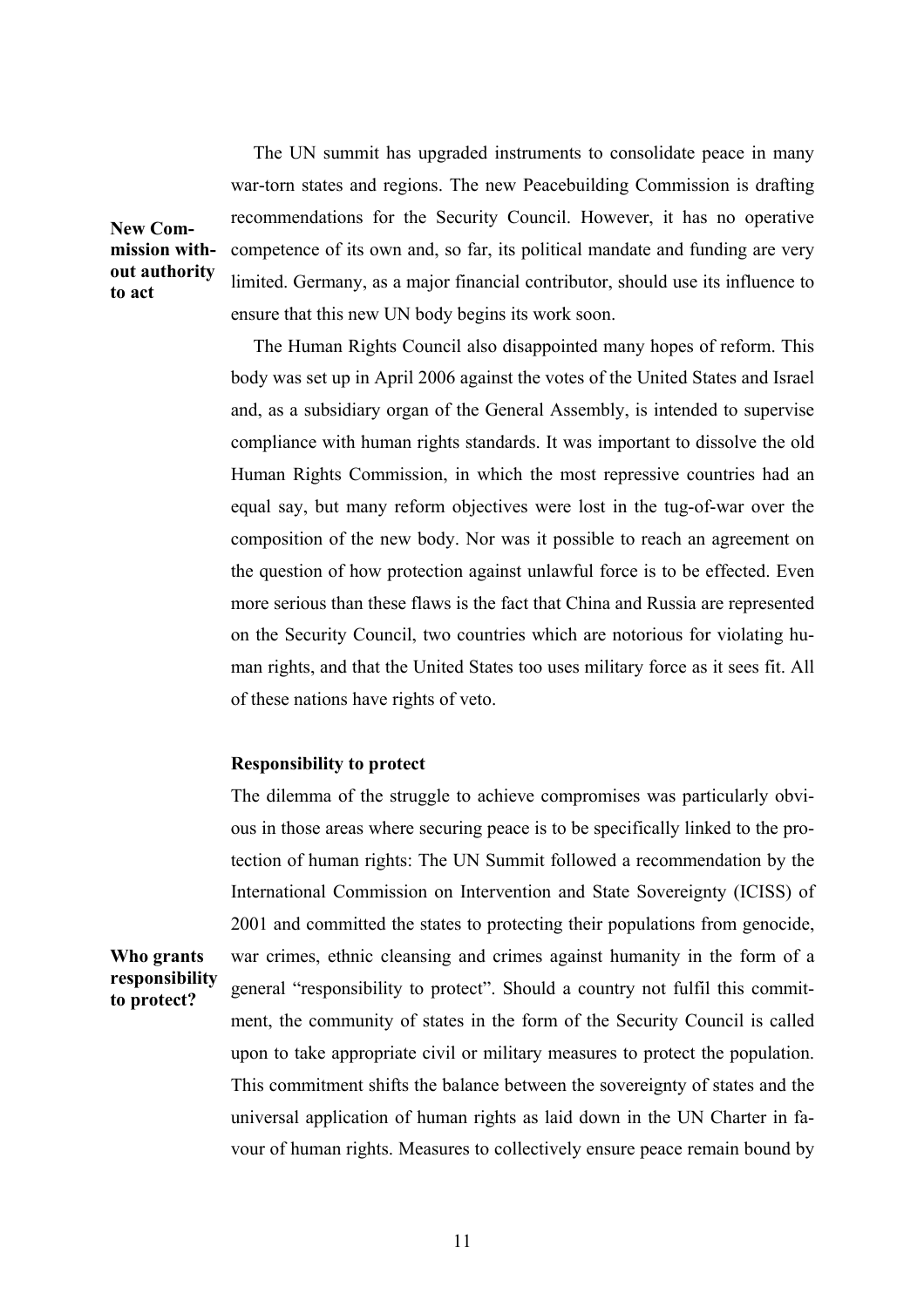**New Commission without authority to act**

The UN summit has upgraded instruments to consolidate peace in many war-torn states and regions. The new Peacebuilding Commission is drafting recommendations for the Security Council. However, it has no operative competence of its own and, so far, its political mandate and funding are very limited. Germany, as a major financial contributor, should use its influence to ensure that this new UN body begins its work soon.

The Human Rights Council also disappointed many hopes of reform. This body was set up in April 2006 against the votes of the United States and Israel and, as a subsidiary organ of the General Assembly, is intended to supervise compliance with human rights standards. It was important to dissolve the old Human Rights Commission, in which the most repressive countries had an equal say, but many reform objectives were lost in the tug-of-war over the composition of the new body. Nor was it possible to reach an agreement on the question of how protection against unlawful force is to be effected. Even more serious than these flaws is the fact that China and Russia are represented on the Security Council, two countries which are notorious for violating human rights, and that the United States too uses military force as it sees fit. All of these nations have rights of veto.

### Responsibility to protect

**Who grants responsibility to protect?**

The dilemma of the struggle to achieve compromises was particularly obvious in those areas where securing peace is to be specifically linked to the protection of human rights: The UN Summit followed a recommendation by the International Commission on Intervention and State Sovereignty (ICISS) of 2001 and committed the states to protecting their populations from genocide, war crimes, ethnic cleansing and crimes against humanity in the form of a general "responsibility to protect". Should a country not fulfil this commitment, the community of states in the form of the Security Council is called upon to take appropriate civil or military measures to protect the population. This commitment shifts the balance between the sovereignty of states and the universal application of human rights as laid down in the UN Charter in favour of human rights. Measures to collectively ensure peace remain bound by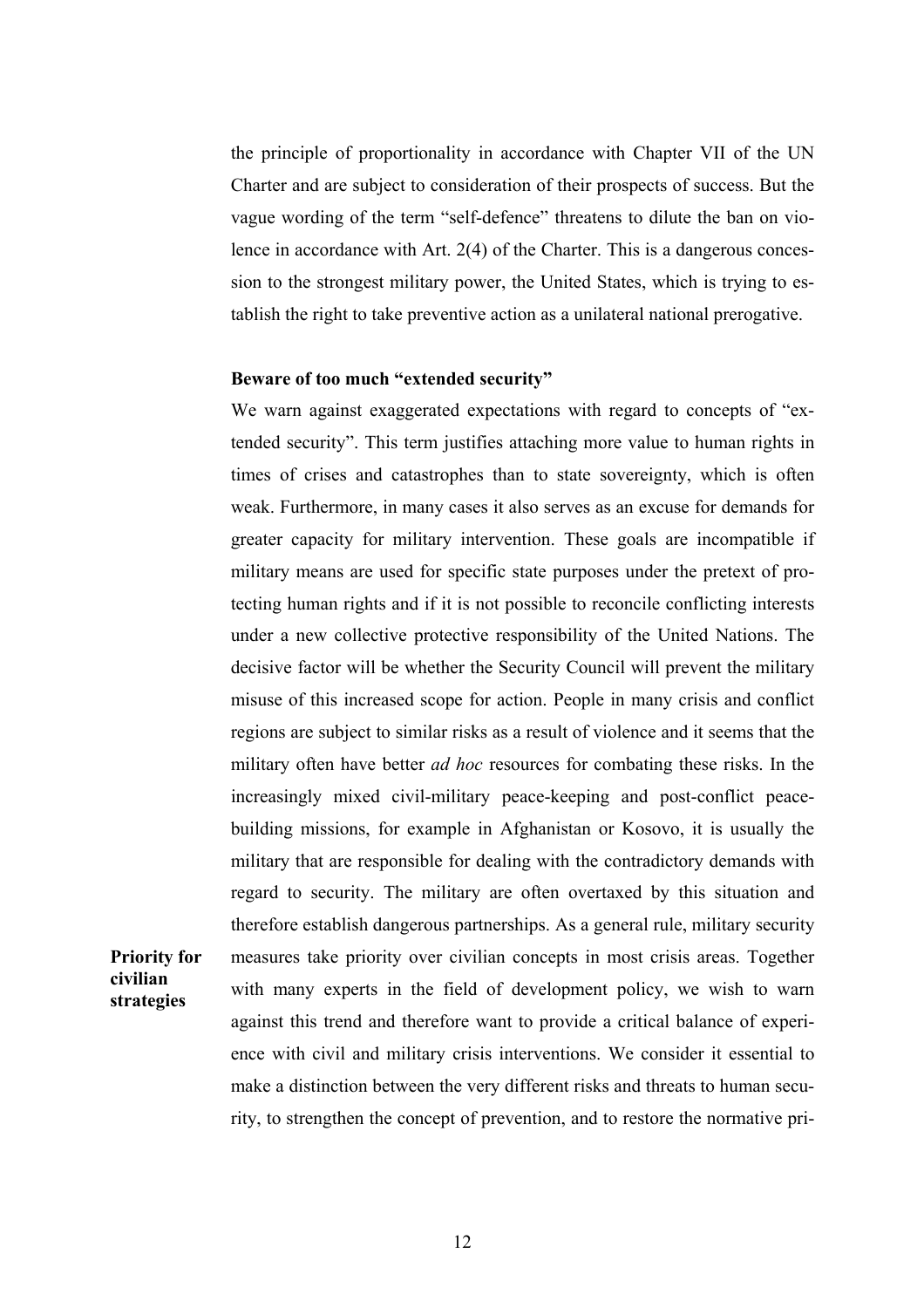the principle of proportionality in accordance with Chapter VII of the UN Charter and are subject to consideration of their prospects of success. But the vague wording of the term "self-defence" threatens to dilute the ban on violence in accordance with Art. 2(4) of the Charter. This is a dangerous concession to the strongest military power, the United States, which is trying to establish the right to take preventive action as a unilateral national prerogative.

### Beware of too much "extended security"

We warn against exaggerated expectations with regard to concepts of "extended security". This term justifies attaching more value to human rights in times of crises and catastrophes than to state sovereignty, which is often weak. Furthermore, in many cases it also serves as an excuse for demands for greater capacity for military intervention. These goals are incompatible if military means are used for specific state purposes under the pretext of protecting human rights and if it is not possible to reconcile conflicting interests under a new collective protective responsibility of the United Nations. The decisive factor will be whether the Security Council will prevent the military misuse of this increased scope for action. People in many crisis and conflict regions are subject to similar risks as a result of violence and it seems that the military often have better *ad hoc* resources for combating these risks. In the increasingly mixed civil-military peace-keeping and post-conflict peace-building missions, for example in Afghanistan or Kosovo, it is usually the military that are responsible for dealing with the contradictory demands with regard to security. The military are often overtaxed by this situation and therefore establish dangerous partnerships. As a general rule, military security measures take priority over civilian concepts in most crisis areas. Together with many experts in the field of development policy, we wish to warn against this trend and therefore want to provide a critical balance of experience with civil and military crisis interventions. We consider it essential to make a distinction between the very different risks and threats to human security, to strengthen the concept of prevention, and to restore the normative pri-

**Priority for civilian strategies**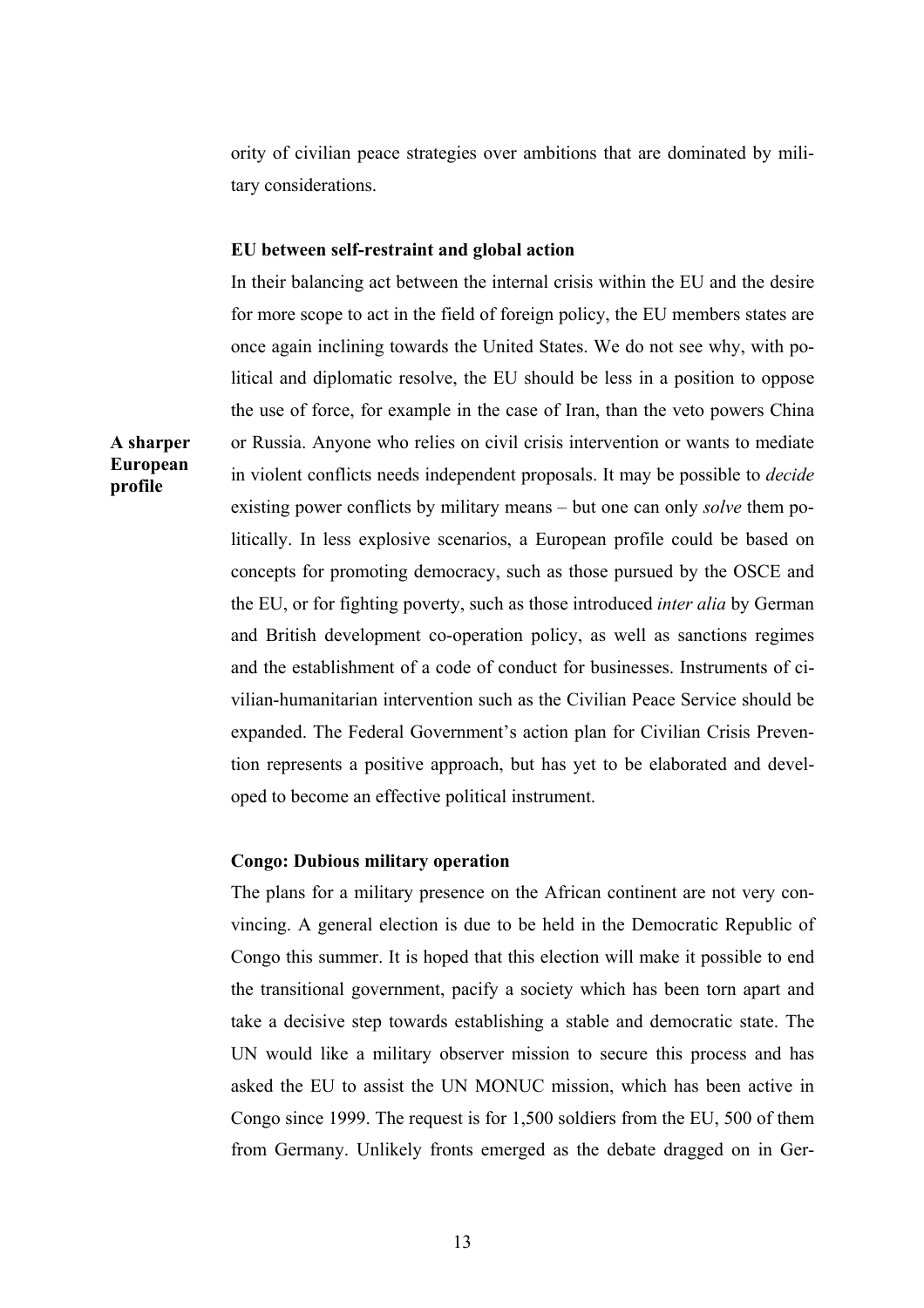ority of civilian peace strategies over ambitions that are dominated by military considerations.

### EU between self-restraint and global action

**A sharper European profile**

In their balancing act between the internal crisis within the EU and the desire for more scope to act in the field of foreign policy, the EU members states are once again inclining towards the United States. We do not see why, with political and diplomatic resolve, the EU should be less in a position to oppose the use of force, for example in the case of Iran, than the veto powers China or Russia. Anyone who relies on civil crisis intervention or wants to mediate in violent conflicts needs independent proposals. It may be possible to *decide* existing power conflicts by military means – but one can only *solve* them politically. In less explosive scenarios, a European profile could be based on concepts for promoting democracy, such as those pursued by the OSCE and the EU, or for fighting poverty, such as those introduced *inter alia* by German and British development co-operation policy, as well as sanctions regimes and the establishment of a code of conduct for businesses. Instruments of civilian-humanitarian intervention such as the Civilian Peace Service should be expanded. The Federal Government's action plan for Civilian Crisis Prevention represents a positive approach, but has yet to be elaborated and developed to become an effective political instrument.

### Congo: Dubious military operation

The plans for a military presence on the African continent are not very convincing. A general election is due to be held in the Democratic Republic of Congo this summer. It is hoped that this election will make it possible to end the transitional government, pacify a society which has been torn apart and take a decisive step towards establishing a stable and democratic state. The UN would like a military observer mission to secure this process and has asked the EU to assist the UN MONUC mission, which has been active in Congo since 1999. The request is for 1,500 soldiers from the EU, 500 of them from Germany. Unlikely fronts emerged as the debate dragged on in Ger-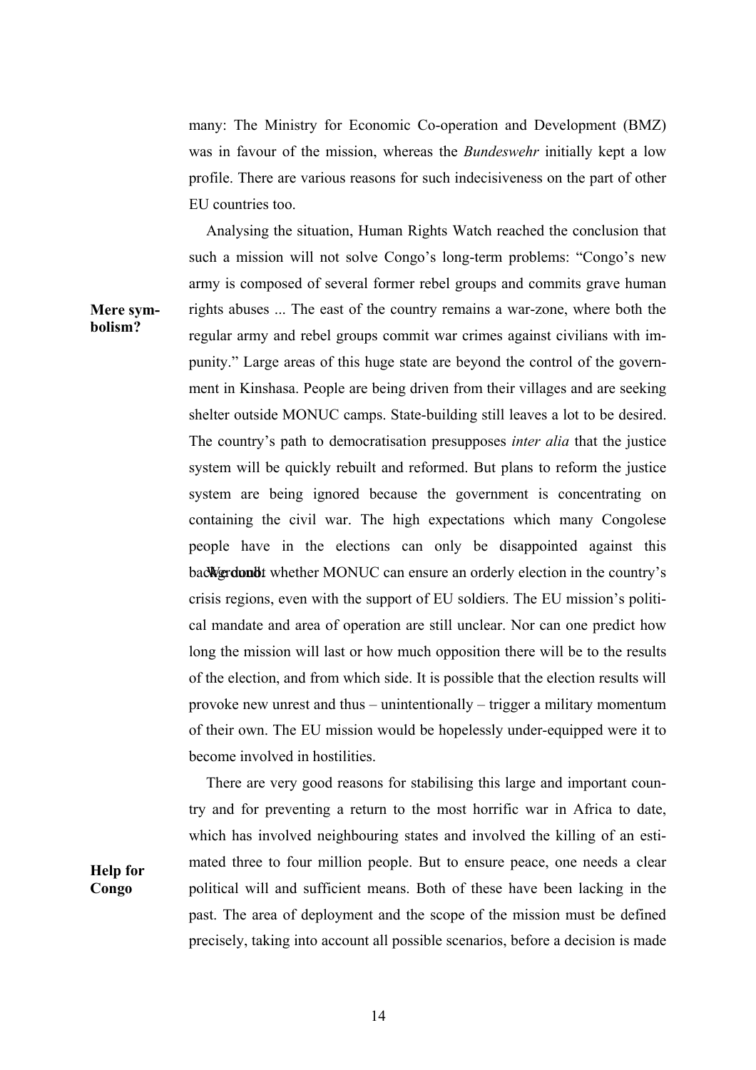many: The Ministry for Economic Co-operation and Development (BMZ) was in favour of the mission, whereas the *Bundeswehr* initially kept a low profile. There are various reasons for such indecisiveness on the part of other EU countries too.

**Mere symbolism?**

Analysing the situation, Human Rights Watch reached the conclusion that such a mission will not solve Congo's long-term problems: "Congo's new army is composed of several former rebel groups and commits grave human rights abuses ... The east of the country remains a war-zone, where both the regular army and rebel groups commit war crimes against civilians with impunity." Large areas of this huge state are beyond the control of the government in Kinshasa. People are being driven from their villages and are seeking shelter outside MONUC camps. State-building still leaves a lot to be desired. The country's path to democratisation presupposes *inter alia* that the justice system will be quickly rebuilt and reformed. But plans to reform the justice system are being ignored because the government is concentrating on containing the civil war. The high expectations which many Congolese people have in the elections can only be disappointed against this background.

We doubt whether MONUC can ensure an orderly election in the country's crisis regions, even with the support of EU soldiers. The EU mission's political mandate and area of operation are still unclear. Nor can one predict how long the mission will last or how much opposition there will be to the results of the election, and from which side. It is possible that the election results will provoke new unrest and thus – unintentionally – trigger a military momentum of their own. The EU mission would be hopelessly under-equipped were it to become involved in hostilities.

**Help for Congo**

There are very good reasons for stabilising this large and important country and for preventing a return to the most horrific war in Africa to date, which has involved neighbouring states and involved the killing of an estimated three to four million people. But to ensure peace, one needs a clear political will and sufficient means. Both of these have been lacking in the past. The area of deployment and the scope of the mission must be defined precisely, taking into account all possible scenarios, before a decision is made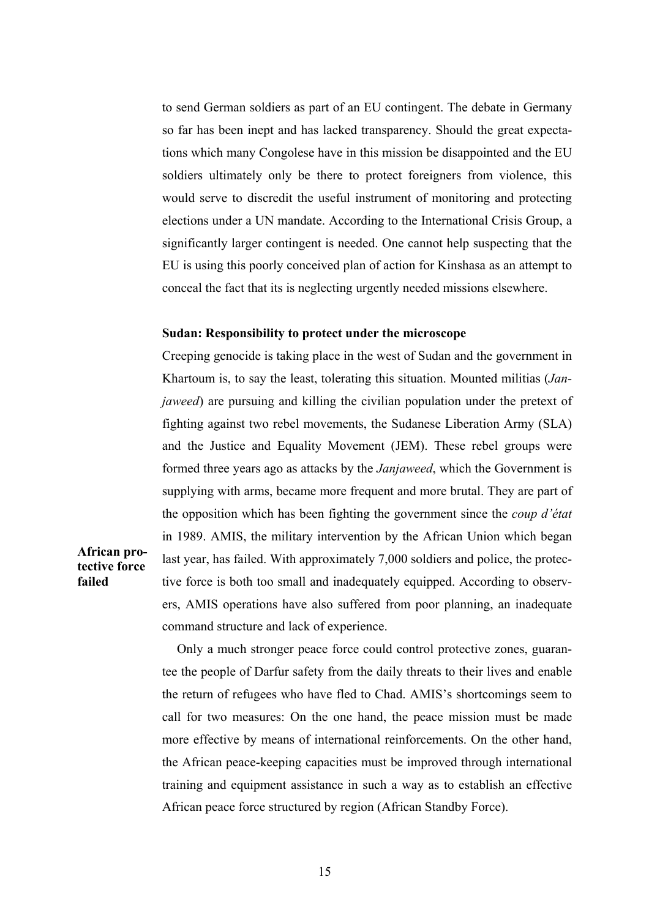to send German soldiers as part of an EU contingent. The debate in Germany so far has been inept and has lacked transparency. Should the great expectations which many Congolese have in this mission be disappointed and the EU soldiers ultimately only be there to protect foreigners from violence, this would serve to discredit the useful instrument of monitoring and protecting elections under a UN mandate. According to the International Crisis Group, a significantly larger contingent is needed. One cannot help suspecting that the EU is using this poorly conceived plan of action for Kinshasa as an attempt to conceal the fact that its is neglecting urgently needed missions elsewhere.

**Sudan: Responsibility to protect under the microscope**

Creeping genocide is taking place in the west of Sudan and the government in Khartoum is, to say the least, tolerating this situation. Mounted militias (*Janjaweed*) are pursuing and killing the civilian population under the pretext of fighting against two rebel movements, the Sudanese Liberation Army (SLA) and the Justice and Equality Movement (JEM). These rebel groups were formed three years ago as attacks by the *Janjaweed*, which the Government is supplying with arms, became more frequent and more brutal. They are part of the opposition which has been fighting the government since the *coup d'état* in 1989. AMIS, the military intervention by the African Union which began last year, has failed. With approximately 7,000 soldiers and police, the protective force is both too small and inadequately equipped. According to observers, AMIS operations have also suffered from poor planning, an inadequate command structure and lack of experience.

**African protective force failed**

Only a much stronger peace force could control protective zones, guarantee the people of Darfur safety from the daily threats to their lives and enable the return of refugees who have fled to Chad. AMIS's shortcomings seem to call for two measures: On the one hand, the peace mission must be made more effective by means of international reinforcements. On the other hand, the African peace-keeping capacities must be improved through international training and equipment assistance in such a way as to establish an effective African peace force structured by region (African Standby Force).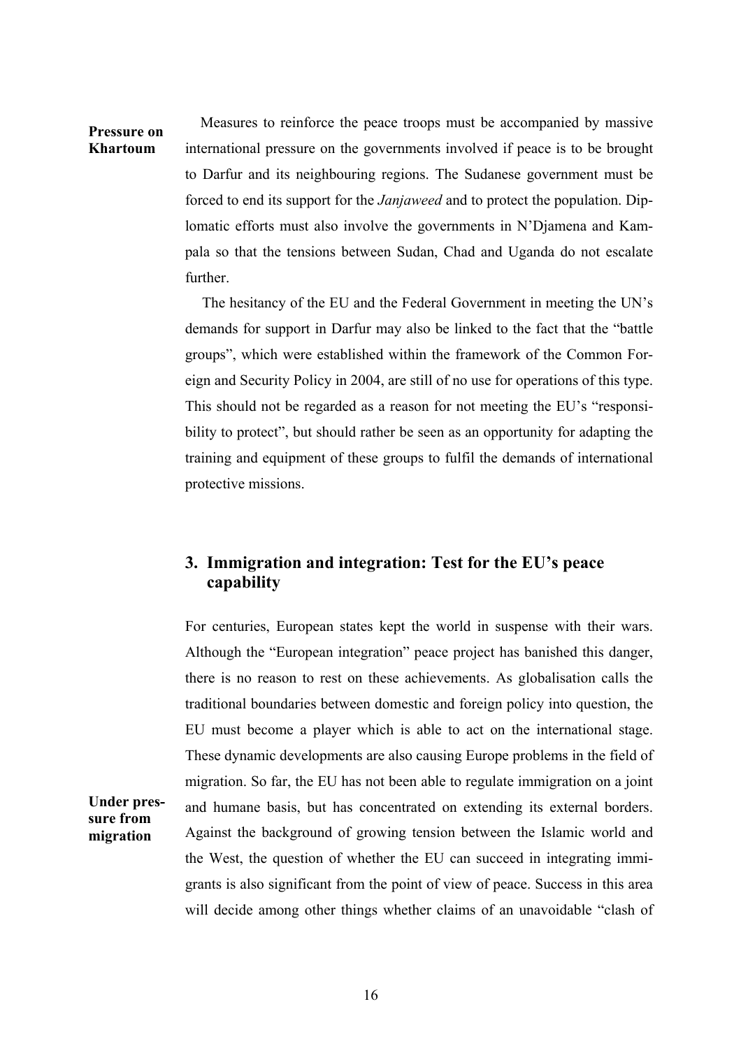**Pressure on Khartoum**

Measures to reinforce the peace troops must be accompanied by massive international pressure on the governments involved if peace is to be brought to Darfur and its neighbouring regions. The Sudanese government must be forced to end its support for the *Janjaweed* and to protect the population. Diplomatic efforts must also involve the governments in N'Djamena and Kampala so that the tensions between Sudan, Chad and Uganda do not escalate further.

The hesitancy of the EU and the Federal Government in meeting the UN's demands for support in Darfur may also be linked to the fact that the "battle groups", which were established within the framework of the Common Foreign and Security Policy in 2004, are still of no use for operations of this type. This should not be regarded as a reason for not meeting the EU's "responsibility to protect", but should rather be seen as an opportunity for adapting the training and equipment of these groups to fulfil the demands of international protective missions.

## 3. Immigration and integration: Test for the EU's peace capability

**Under pressure from migration**

For centuries, European states kept the world in suspense with their wars. Although the "European integration" peace project has banished this danger, there is no reason to rest on these achievements. As globalisation calls the traditional boundaries between domestic and foreign policy into question, the EU must become a player which is able to act on the international stage. These dynamic developments are also causing Europe problems in the field of migration. So far, the EU has not been able to regulate immigration on a joint and humane basis, but has concentrated on extending its external borders. Against the background of growing tension between the Islamic world and the West, the question of whether the EU can succeed in integrating immigrants is also significant from the point of view of peace. Success in this area will decide among other things whether claims of an unavoidable "clash of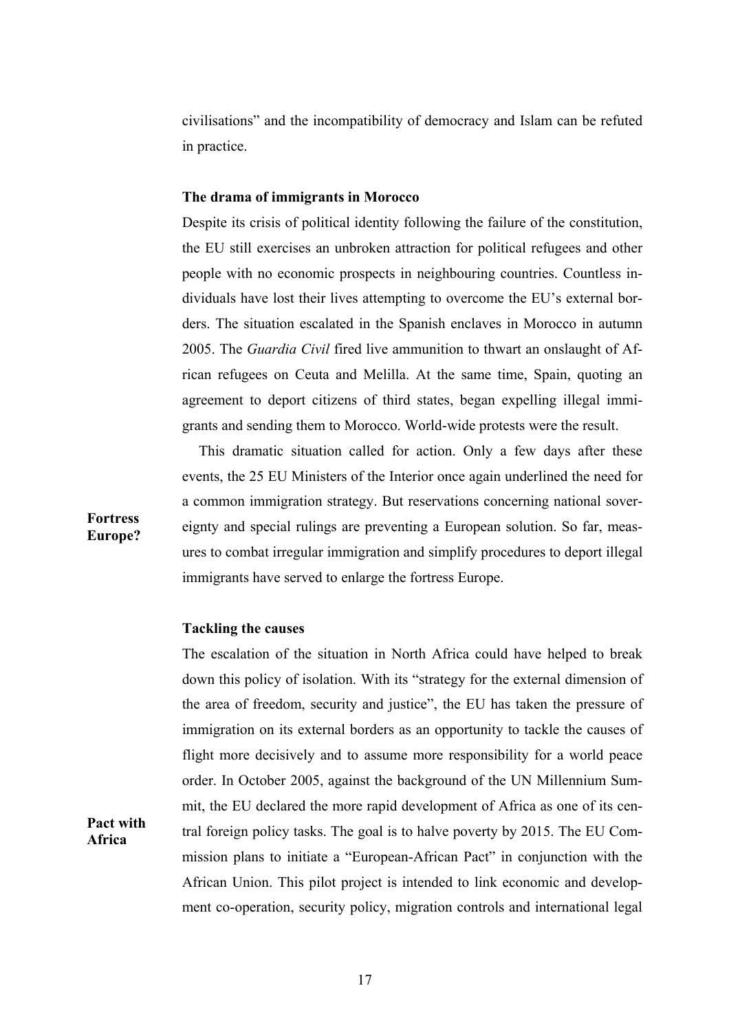civilisations" and the incompatibility of democracy and Islam can be refuted in practice.

**The drama of immigrants in Morocco**

Despite its crisis of political identity following the failure of the constitution, the EU still exercises an unbroken attraction for political refugees and other people with no economic prospects in neighbouring countries. Countless individuals have lost their lives attempting to overcome the EU's external borders. The situation escalated in the Spanish enclaves in Morocco in autumn 2005. The *Guardia Civil* fired live ammunition to thwart an onslaught of African refugees on Ceuta and Melilla. At the same time, Spain, quoting an agreement to deport citizens of third states, began expelling illegal immigrants and sending them to Morocco. World-wide protests were the result.

**Fortress Europe?**

This dramatic situation called for action. Only a few days after these events, the 25 EU Ministers of the Interior once again underlined the need for a common immigration strategy. But reservations concerning national sovereignty and special rulings are preventing a European solution. So far, measures to combat irregular immigration and simplify procedures to deport illegal immigrants have served to enlarge the fortress Europe.

**Tackling the causes**

The escalation of the situation in North Africa could have helped to break down this policy of isolation. With its "strategy for the external dimension of the area of freedom, security and justice", the EU has taken the pressure of immigration on its external borders as an opportunity to tackle the causes of flight more decisively and to assume more responsibility for a world peace order. In October 2005, against the background of the UN Millennium Summit, the EU declared the more rapid development of Africa as one of its central foreign policy tasks. The goal is to halve poverty by 2015. The EU Commission plans to initiate a "European-African Pact" in conjunction with the African Union. This pilot project is intended to link economic and development co-operation, security policy, migration controls and international legal

**Pact with Africa**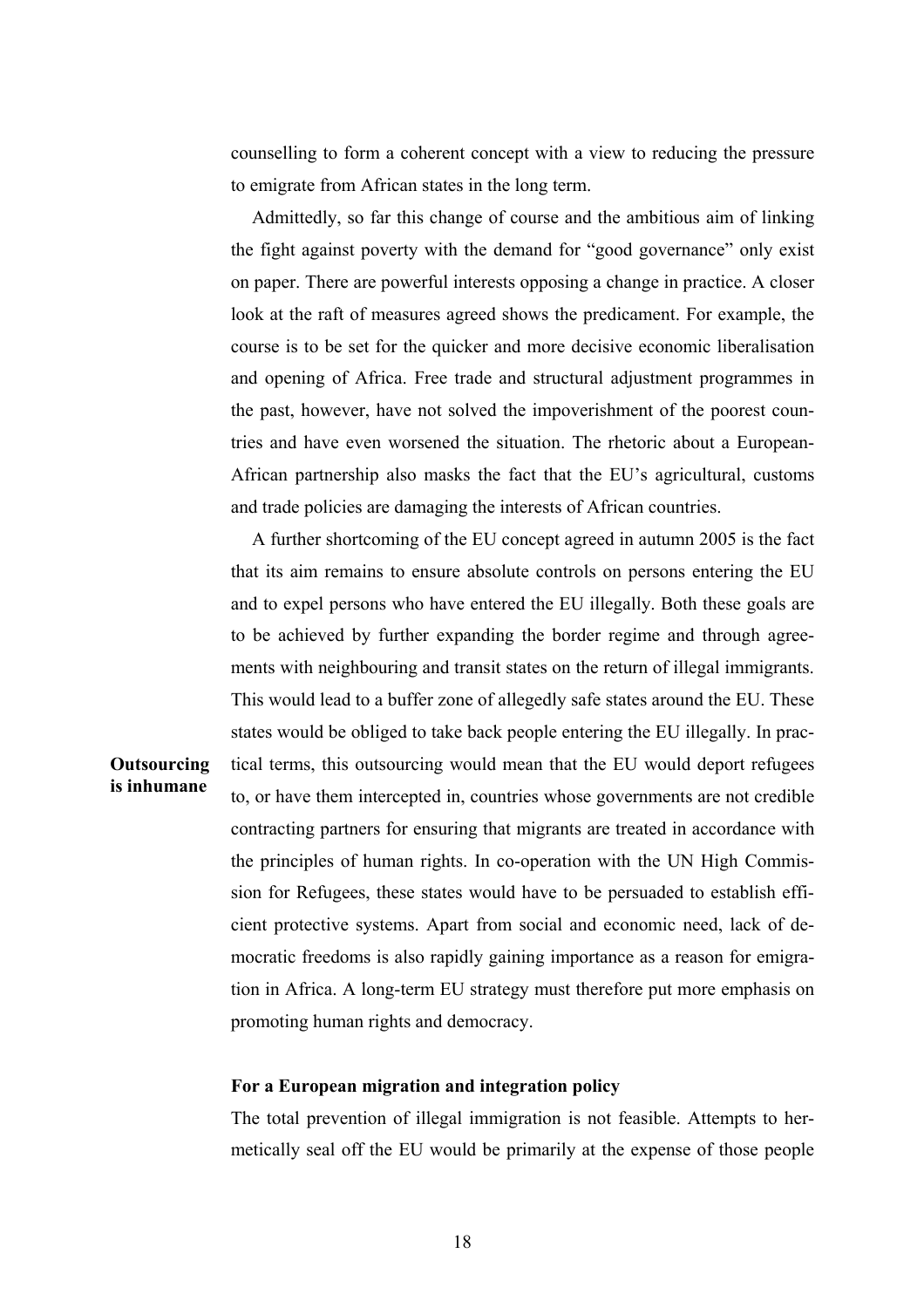counselling to form a coherent concept with a view to reducing the pressure to emigrate from African states in the long term.

Admittedly, so far this change of course and the ambitious aim of linking the fight against poverty with the demand for "good governance" only exist on paper. There are powerful interests opposing a change in practice. A closer look at the raft of measures agreed shows the predicament. For example, the course is to be set for the quicker and more decisive economic liberalisation and opening of Africa. Free trade and structural adjustment programmes in the past, however, have not solved the impoverishment of the poorest countries and have even worsened the situation. The rhetoric about a European-African partnership also masks the fact that the EU's agricultural, customs and trade policies are damaging the interests of African countries.

**Outsourcing is inhumane**

A further shortcoming of the EU concept agreed in autumn 2005 is the fact that its aim remains to ensure absolute controls on persons entering the EU and to expel persons who have entered the EU illegally. Both these goals are to be achieved by further expanding the border regime and through agreements with neighbouring and transit states on the return of illegal immigrants. This would lead to a buffer zone of allegedly safe states around the EU. These states would be obliged to take back people entering the EU illegally. In practical terms, this outsourcing would mean that the EU would deport refugees to, or have them intercepted in, countries whose governments are not credible contracting partners for ensuring that migrants are treated in accordance with the principles of human rights. In co-operation with the UN High Commission for Refugees, these states would have to be persuaded to establish efficient protective systems. Apart from social and economic need, lack of democratic freedoms is also rapidly gaining importance as a reason for emigration in Africa. A long-term EU strategy must therefore put more emphasis on promoting human rights and democracy.

### For a European migration and integration policy

The total prevention of illegal immigration is not feasible. Attempts to hermetically seal off the EU would be primarily at the expense of those people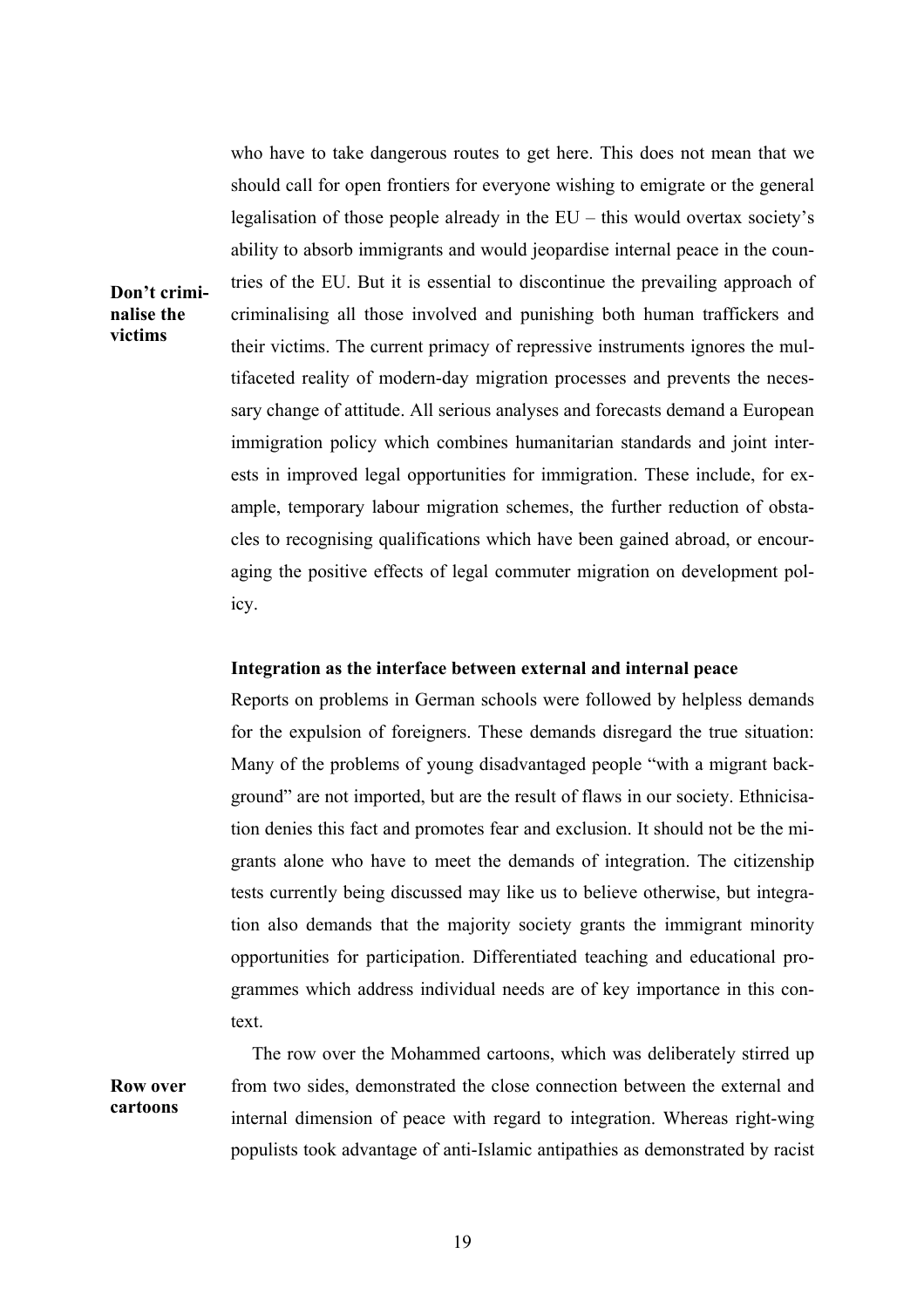who have to take dangerous routes to get here. This does not mean that we should call for open frontiers for everyone wishing to emigrate or the general legalisation of those people already in the EU – this would overtax society's ability to absorb immigrants and would jeopardise internal peace in the countries of the EU. But it is essential to discontinue the prevailing approach of criminalising all those involved and punishing both human traffickers and their victims. The current primacy of repressive instruments ignores the multifaceted reality of modern-day migration processes and prevents the necessary change of attitude. All serious analyses and forecasts demand a European immigration policy which combines humanitarian standards and joint interests in improved legal opportunities for immigration. These include, for example, temporary labour migration schemes, the further reduction of obstacles to recognising qualifications which have been gained abroad, or encouraging the positive effects of legal commuter migration on development policy.

**Don't criminalise the victims**

### Integration as the interface between external and internal peace

Reports on problems in German schools were followed by helpless demands for the expulsion of foreigners. These demands disregard the true situation: Many of the problems of young disadvantaged people "with a migrant background" are not imported, but are the result of flaws in our society. Ethnicisation denies this fact and promotes fear and exclusion. It should not be the migrants alone who have to meet the demands of integration. The citizenship tests currently being discussed may like us to believe otherwise, but integration also demands that the majority society grants the immigrant minority opportunities for participation. Differentiated teaching and educational programmes which address individual needs are of key importance in this context.

**Row over cartoons**

The row over the Mohammed cartoons, which was deliberately stirred up from two sides, demonstrated the close connection between the external and internal dimension of peace with regard to integration. Whereas right-wing populists took advantage of anti-Islamic antipathies as demonstrated by racist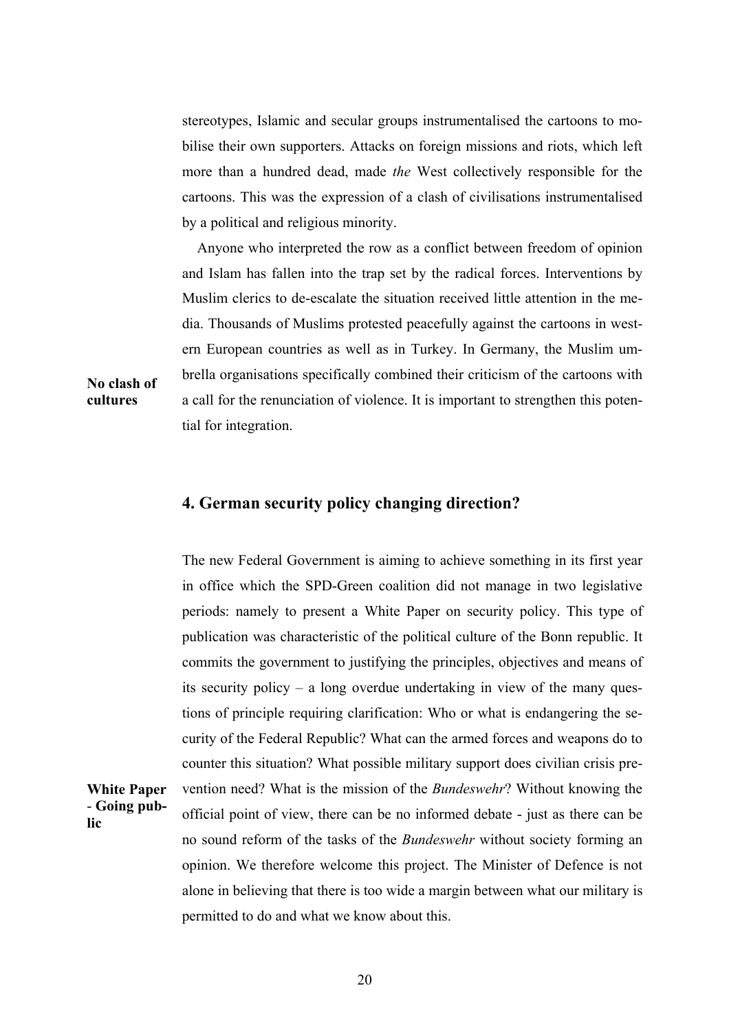stereotypes, Islamic and secular groups instrumentalised the cartoons to mobilise their own supporters. Attacks on foreign missions and riots, which left more than a hundred dead, made *the* West collectively responsible for the cartoons. This was the expression of a clash of civilisations instrumentalised by a political and religious minority.

**No clash of cultures**

Anyone who interpreted the row as a conflict between freedom of opinion and Islam has fallen into the trap set by the radical forces. Interventions by Muslim clerics to de-escalate the situation received little attention in the media. Thousands of Muslims protested peacefully against the cartoons in western European countries as well as in Turkey. In Germany, the Muslim umbrella organisations specifically combined their criticism of the cartoons with a call for the renunciation of violence. It is important to strengthen this potential for integration.

## 4. German security policy changing direction?

**White Paper - Going public**

The new Federal Government is aiming to achieve something in its first year in office which the SPD-Green coalition did not manage in two legislative periods: namely to present a White Paper on security policy. This type of publication was characteristic of the political culture of the Bonn republic. It commits the government to justifying the principles, objectives and means of its security policy – a long overdue undertaking in view of the many questions of principle requiring clarification: Who or what is endangering the security of the Federal Republic? What can the armed forces and weapons do to counter this situation? What possible military support does civilian crisis prevention need? What is the mission of the *Bundeswehr*? Without knowing the official point of view, there can be no informed debate - just as there can be no sound reform of the tasks of the *Bundeswehr* without society forming an opinion. We therefore welcome this project. The Minister of Defence is not alone in believing that there is too wide a margin between what our military is permitted to do and what we know about this.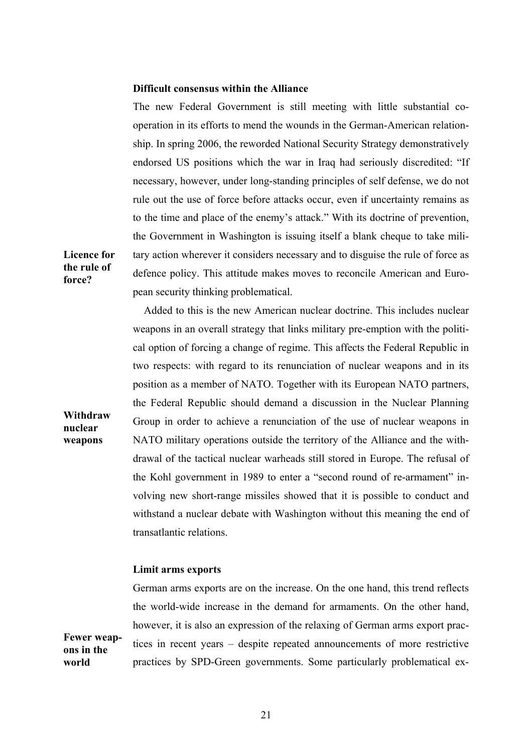### Difficult consensus within the Alliance

The new Federal Government is still meeting with little substantial co-operation in its efforts to mend the wounds in the German-American relationship. In spring 2006, the reworded National Security Strategy demonstratively endorsed US positions which the war in Iraq had seriously discredited: "If necessary, however, under long-standing principles of self defense, we do not rule out the use of force before attacks occur, even if uncertainty remains as to the time and place of the enemy's attack." With its doctrine of prevention, the Government in Washington is issuing itself a blank cheque to take military action wherever it considers necessary and to disguise the rule of force as defence policy. This attitude makes moves to reconcile American and European security thinking problematical.

**Licence for the rule of force?**

Added to this is the new American nuclear doctrine. This includes nuclear weapons in an overall strategy that links military pre-emption with the political option of forcing a change of regime. This affects the Federal Republic in two respects: with regard to its renunciation of nuclear weapons and in its position as a member of NATO. Together with its European NATO partners, the Federal Republic should demand a discussion in the Nuclear Planning Group in order to achieve a renunciation of the use of nuclear weapons in NATO military operations outside the territory of the Alliance and the withdrawal of the tactical nuclear warheads still stored in Europe. The refusal of the Kohl government in 1989 to enter a "second round of re-armament" involving new short-range missiles showed that it is possible to conduct and withstand a nuclear debate with Washington without this meaning the end of transatlantic relations.

**Withdraw nuclear weapons**

### Limit arms exports

German arms exports are on the increase. On the one hand, this trend reflects the world-wide increase in the demand for armaments. On the other hand, however, it is also an expression of the relaxing of German arms export practices in recent years – despite repeated announcements of more restrictive practices by SPD-Green governments. Some particularly problematical ex-

**Fewer weapons in the world**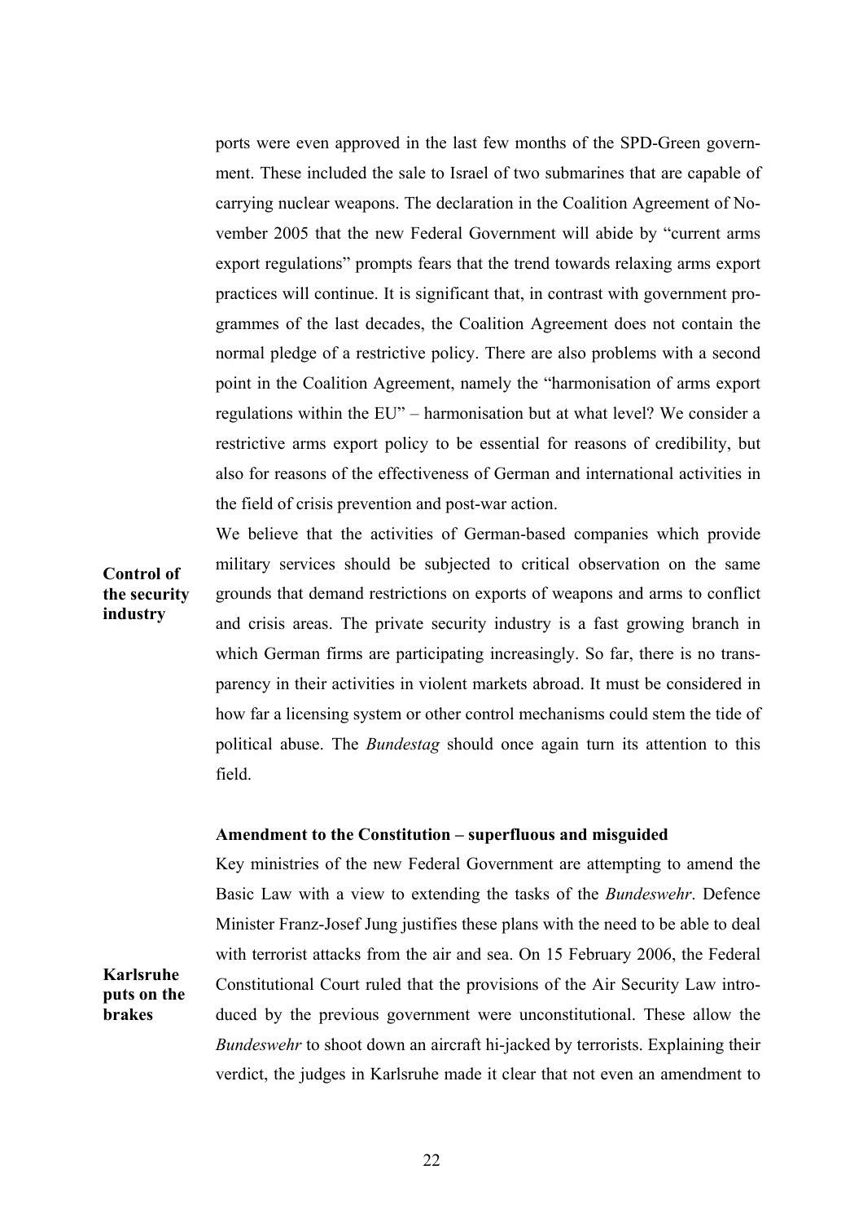ports were even approved in the last few months of the SPD-Green government. These included the sale to Israel of two submarines that are capable of carrying nuclear weapons. The declaration in the Coalition Agreement of November 2005 that the new Federal Government will abide by "current arms export regulations" prompts fears that the trend towards relaxing arms export practices will continue. It is significant that, in contrast with government programmes of the last decades, the Coalition Agreement does not contain the normal pledge of a restrictive policy. There are also problems with a second point in the Coalition Agreement, namely the "harmonisation of arms export regulations within the EU" – harmonisation but at what level? We consider a restrictive arms export policy to be essential for reasons of credibility, but also for reasons of the effectiveness of German and international activities in the field of crisis prevention and post-war action.

**Control of the security industry**

We believe that the activities of German-based companies which provide military services should be subjected to critical observation on the same grounds that demand restrictions on exports of weapons and arms to conflict and crisis areas. The private security industry is a fast growing branch in which German firms are participating increasingly. So far, there is no transparency in their activities in violent markets abroad. It must be considered in how far a licensing system or other control mechanisms could stem the tide of political abuse. The *Bundestag* should once again turn its attention to this field.

### Amendment to the Constitution – superfluous and misguided

Key ministries of the new Federal Government are attempting to amend the Basic Law with a view to extending the tasks of the *Bundeswehr*. Defence Minister Franz-Josef Jung justifies these plans with the need to be able to deal with terrorist attacks from the air and sea. On 15 February 2006, the Federal Constitutional Court ruled that the provisions of the Air Security Law introduced by the previous government were unconstitutional. These allow the *Bundeswehr* to shoot down an aircraft hi-jacked by terrorists. Explaining their verdict, the judges in Karlsruhe made it clear that not even an amendment to

**Karlsruhe puts on the brakes**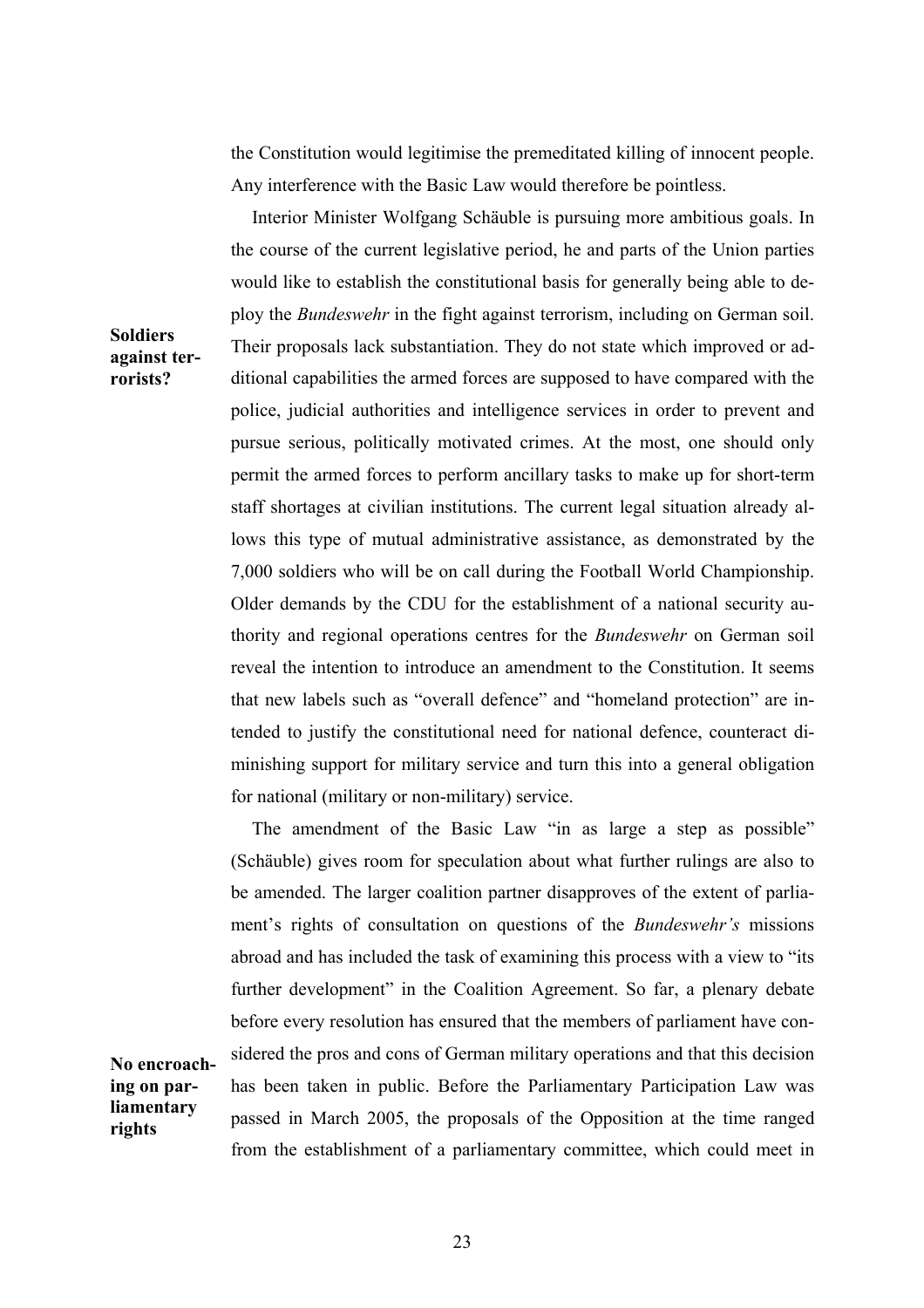the Constitution would legitimise the premeditated killing of innocent people. Any interference with the Basic Law would therefore be pointless.

**Soldiers against terrorists?**

Interior Minister Wolfgang Schäuble is pursuing more ambitious goals. In the course of the current legislative period, he and parts of the Union parties would like to establish the constitutional basis for generally being able to deploy the *Bundeswehr* in the fight against terrorism, including on German soil. Their proposals lack substantiation. They do not state which improved or additional capabilities the armed forces are supposed to have compared with the police, judicial authorities and intelligence services in order to prevent and pursue serious, politically motivated crimes. At the most, one should only permit the armed forces to perform ancillary tasks to make up for short-term staff shortages at civilian institutions. The current legal situation already allows this type of mutual administrative assistance, as demonstrated by the 7,000 soldiers who will be on call during the Football World Championship. Older demands by the CDU for the establishment of a national security authority and regional operations centres for the *Bundeswehr* on German soil reveal the intention to introduce an amendment to the Constitution. It seems that new labels such as "overall defence" and "homeland protection" are intended to justify the constitutional need for national defence, counteract diminishing support for military service and turn this into a general obligation for national (military or non-military) service.

**No encroaching on parliamentary rights**

The amendment of the Basic Law "in as large a step as possible" (Schäuble) gives room for speculation about what further rulings are also to be amended. The larger coalition partner disapproves of the extent of parliament's rights of consultation on questions of the *Bundeswehr's* missions abroad and has included the task of examining this process with a view to "its further development" in the Coalition Agreement. So far, a plenary debate before every resolution has ensured that the members of parliament have considered the pros and cons of German military operations and that this decision has been taken in public. Before the Parliamentary Participation Law was passed in March 2005, the proposals of the Opposition at the time ranged from the establishment of a parliamentary committee, which could meet in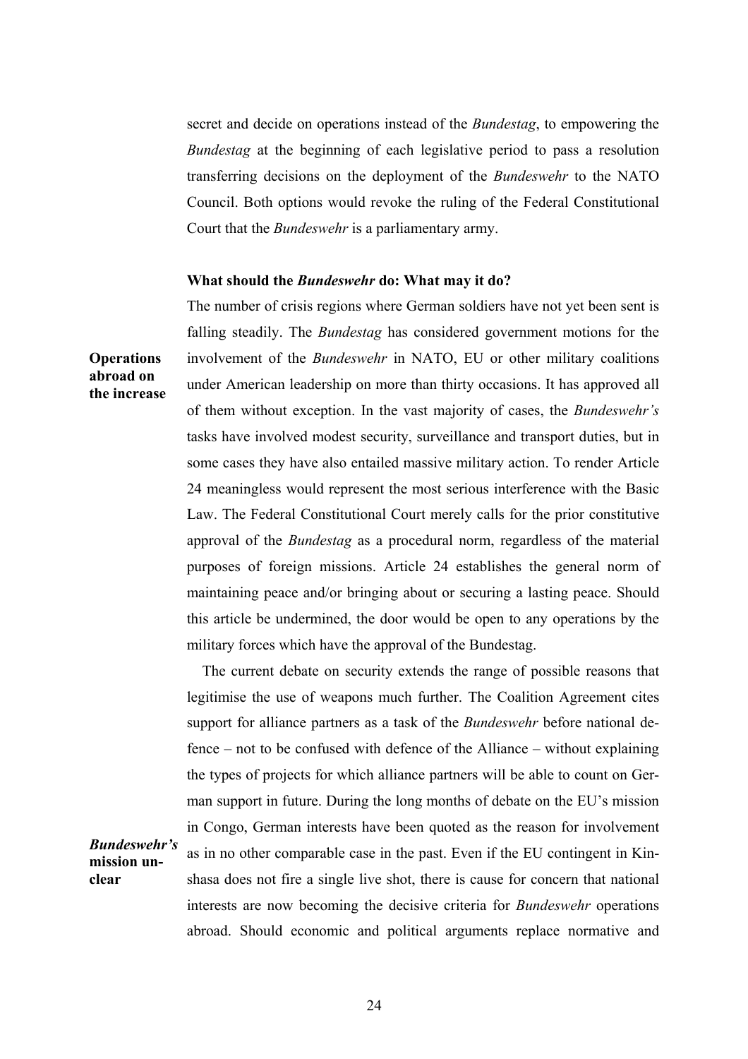secret and decide on operations instead of the *Bundestag*, to empowering the *Bundestag* at the beginning of each legislative period to pass a resolution transferring decisions on the deployment of the *Bundeswehr* to the NATO Council. Both options would revoke the ruling of the Federal Constitutional Court that the *Bundeswehr* is a parliamentary army.

### What should the *Bundeswehr* do: What may it do?

**Operations abroad on the increase**

The number of crisis regions where German soldiers have not yet been sent is falling steadily. The *Bundestag* has considered government motions for the involvement of the *Bundeswehr* in NATO, EU or other military coalitions under American leadership on more than thirty occasions. It has approved all of them without exception. In the vast majority of cases, the *Bundeswehr's* tasks have involved modest security, surveillance and transport duties, but in some cases they have also entailed massive military action. To render Article 24 meaningless would represent the most serious interference with the Basic Law. The Federal Constitutional Court merely calls for the prior constitutive approval of the *Bundestag* as a procedural norm, regardless of the material purposes of foreign missions. Article 24 establishes the general norm of maintaining peace and/or bringing about or securing a lasting peace. Should this article be undermined, the door would be open to any operations by the military forces which have the approval of the Bundestag.

***Bundeswehr's* mission unclear**

The current debate on security extends the range of possible reasons that legitimise the use of weapons much further. The Coalition Agreement cites support for alliance partners as a task of the *Bundeswehr* before national defence – not to be confused with defence of the Alliance – without explaining the types of projects for which alliance partners will be able to count on German support in future. During the long months of debate on the EU's mission in Congo, German interests have been quoted as the reason for involvement as in no other comparable case in the past. Even if the EU contingent in Kinshasa does not fire a single live shot, there is cause for concern that national interests are now becoming the decisive criteria for *Bundeswehr* operations abroad. Should economic and political arguments replace normative and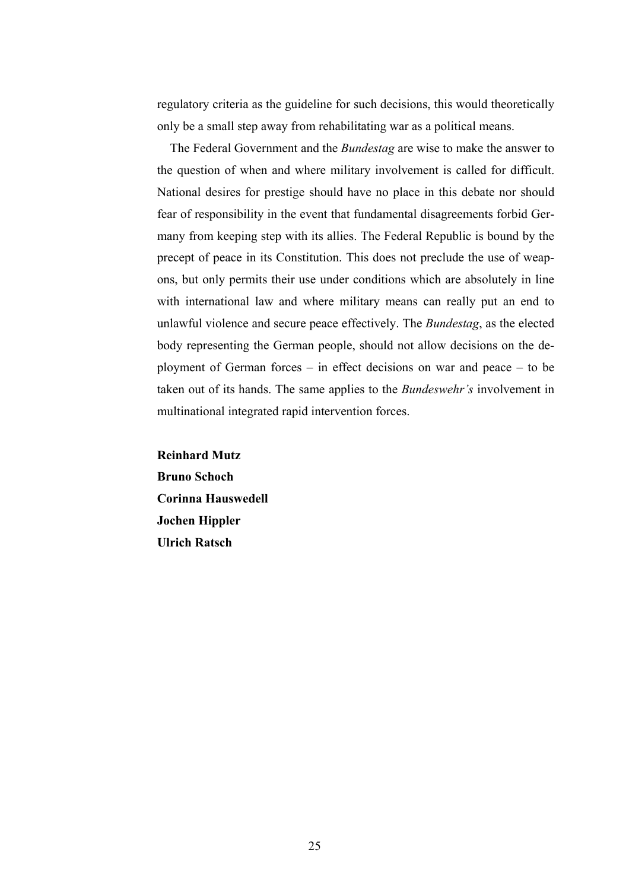regulatory criteria as the guideline for such decisions, this would theoretically only be a small step away from rehabilitating war as a political means.

The Federal Government and the *Bundestag* are wise to make the answer to the question of when and where military involvement is called for difficult. National desires for prestige should have no place in this debate nor should fear of responsibility in the event that fundamental disagreements forbid Germany from keeping step with its allies. The Federal Republic is bound by the precept of peace in its Constitution. This does not preclude the use of weapons, but only permits their use under conditions which are absolutely in line with international law and where military means can really put an end to unlawful violence and secure peace effectively. The *Bundestag*, as the elected body representing the German people, should not allow decisions on the deployment of German forces – in effect decisions on war and peace – to be taken out of its hands. The same applies to the *Bundeswehr's* involvement in multinational integrated rapid intervention forces.

**Reinhard Mutz**
**Bruno Schoch**
**Corinna Hauswedell**
**Jochen Hippler**
**Ulrich Ratsch**